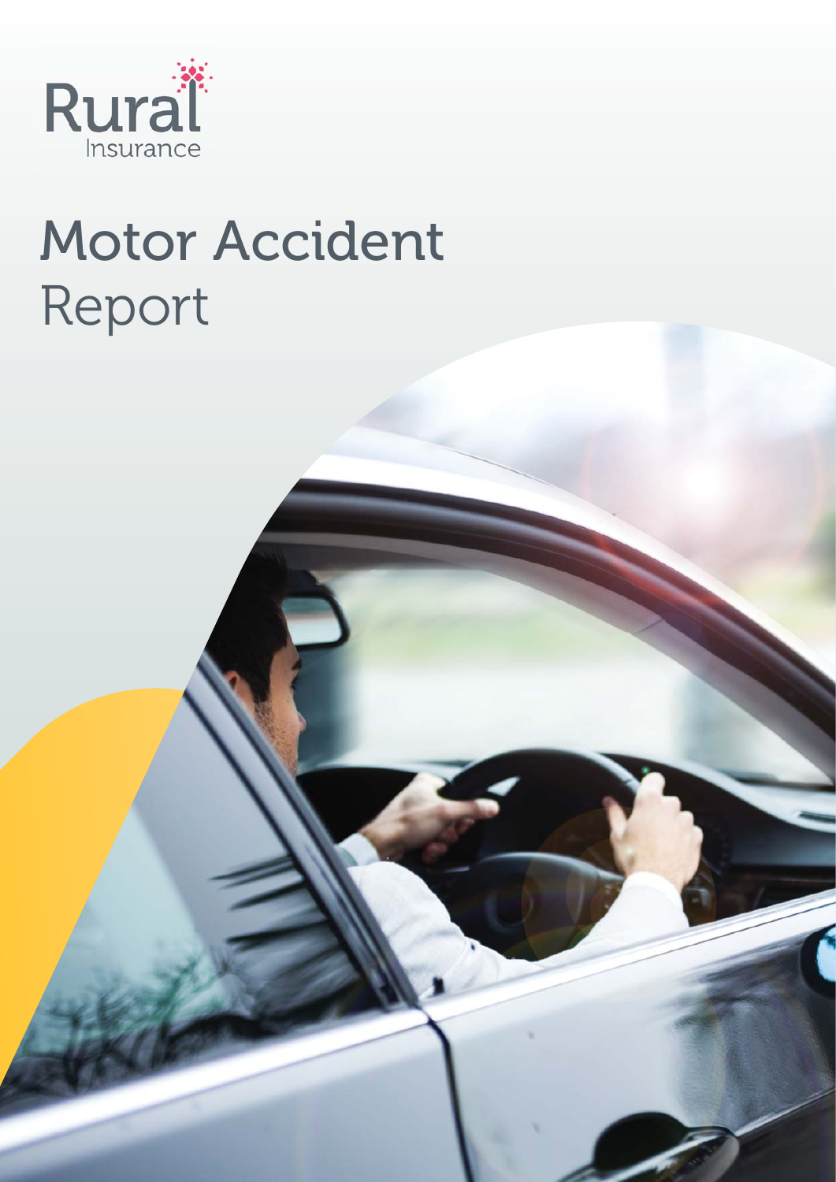Rural
Insurance

# Motor Accident Report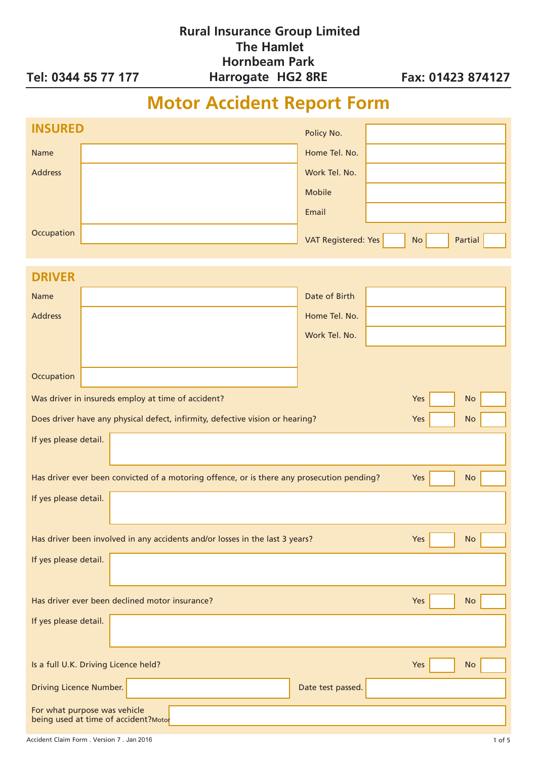**Rural Insurance Group Limited**
**The Hamlet**
**Hornbeam Park**
**Harrogate HG2 8RE**

**Tel: 0344 55 77 177**

**Fax: 01423 874127**

# Motor Accident Report Form

## INSURED

| | |
|---|---|
| Name | |
| Address | |
| Occupation | |
| Policy No. | |
| Home Tel. No. | |
| Work Tel. No. | |
| Mobile | |
| Email | |

VAT Registered: Yes ☐ No ☐ Partial ☐

## DRIVER

| | |
|---|---|
| Name | |
| Address | |
| Occupation | |
| Date of Birth | |
| Home Tel. No. | |
| Work Tel. No. | |

Was driver in insureds employ at time of accident? Yes ☐ No ☐

Does driver have any physical defect, infirmity, defective vision or hearing? Yes ☐ No ☐

If yes please detail.

Has driver ever been convicted of a motoring offence, or is there any prosecution pending? Yes ☐ No ☐

If yes please detail.

Has driver been involved in any accidents and/or losses in the last 3 years? Yes ☐ No ☐

If yes please detail.

Has driver ever been declined motor insurance? Yes ☐ No ☐

If yes please detail.

Is a full U.K. Driving Licence held? Yes ☐ No ☐

Driving Licence Number. ____________ Date test passed. ____________

For what purpose was vehicle being used at time of accident? Motor

Accident Claim Form . Version 7 . Jan 2016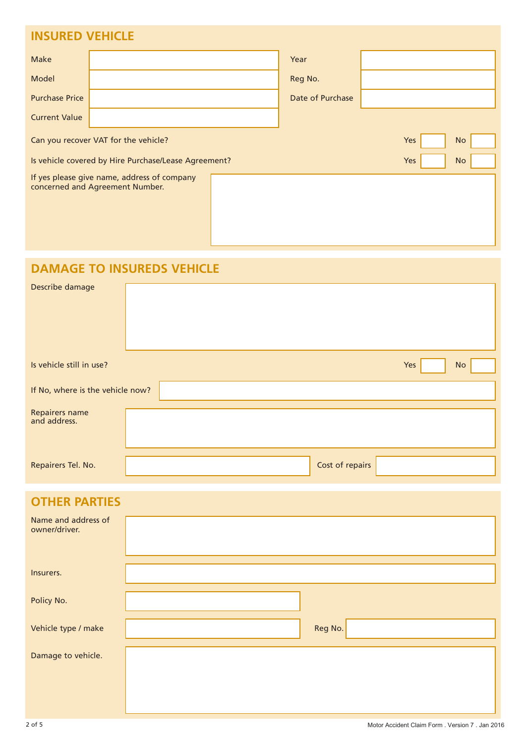## INSURED VEHICLE

| Make | | Year | |
|---|---|---|---|
| Model | | Reg No. | |
| Purchase Price | | Date of Purchase | |
| Current Value | | | |

Can you recover VAT for the vehicle? Yes ☐ No ☐

Is vehicle covered by Hire Purchase/Lease Agreement? Yes ☐ No ☐

If yes please give name, address of company concerned and Agreement Number.

## DAMAGE TO INSUREDS VEHICLE

Describe damage

Is vehicle still in use? Yes ☐ No ☐

If No, where is the vehicle now?

Repairers name and address.

| Repairers Tel. No. | | Cost of repairs | |
|---|---|---|---|

## OTHER PARTIES

Name and address of owner/driver.

Insurers.

Policy No.

| Vehicle type / make | | Reg No. | |
|---|---|---|---|

Damage to vehicle.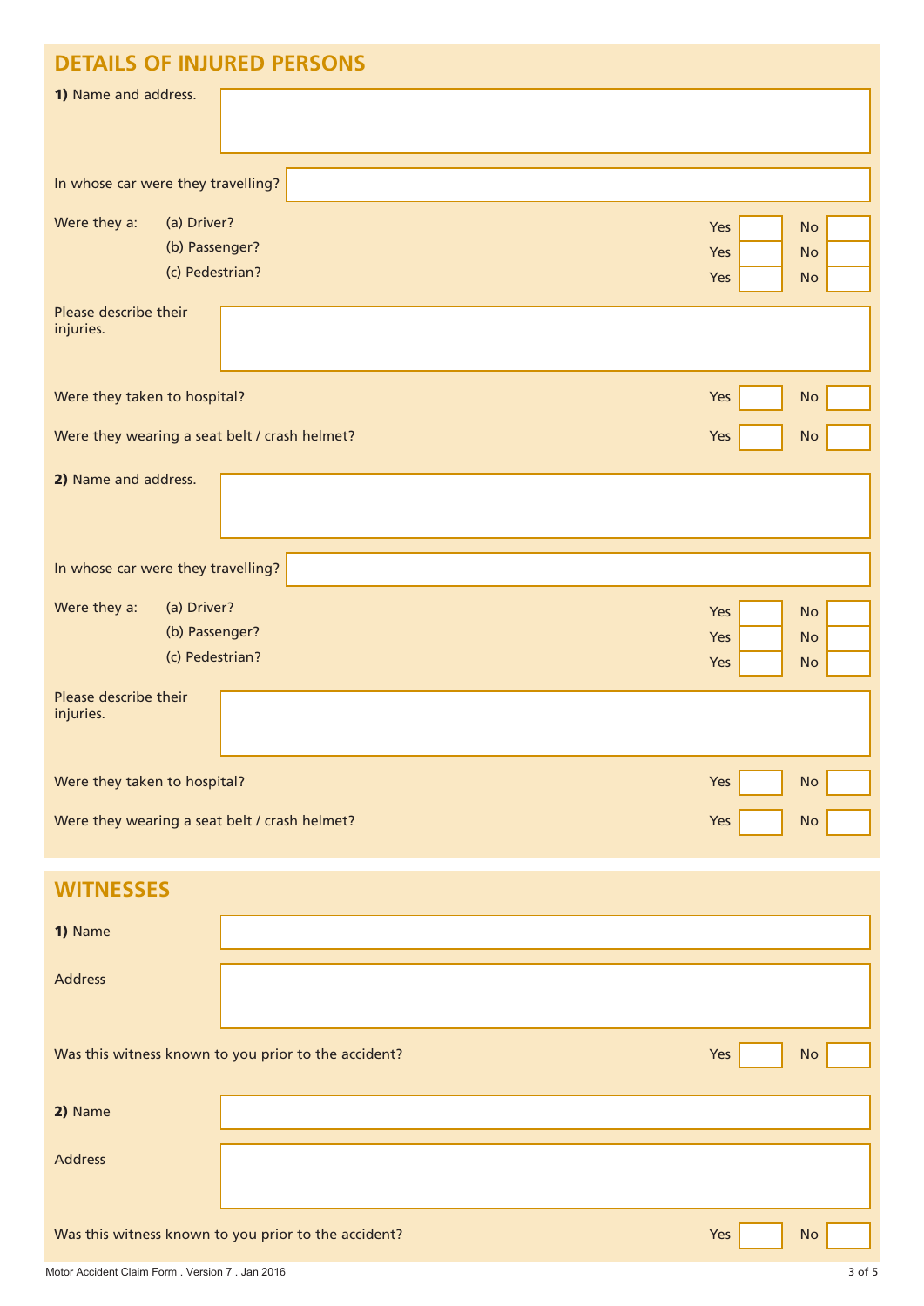## DETAILS OF INJURED PERSONS

**1)** Name and address.

In whose car were they travelling?

Were they a:

| | Yes | No |
|---|---|---|
| (a) Driver? | ☐ | ☐ |
| (b) Passenger? | ☐ | ☐ |
| (c) Pedestrian? | ☐ | ☐ |

Please describe their injuries.

| | Yes | No |
|---|---|---|
| Were they taken to hospital? | ☐ | ☐ |
| Were they wearing a seat belt / crash helmet? | ☐ | ☐ |

**2)** Name and address.

In whose car were they travelling?

Were they a:

| | Yes | No |
|---|---|---|
| (a) Driver? | ☐ | ☐ |
| (b) Passenger? | ☐ | ☐ |
| (c) Pedestrian? | ☐ | ☐ |

Please describe their injuries.

| | Yes | No |
|---|---|---|
| Were they taken to hospital? | ☐ | ☐ |
| Were they wearing a seat belt / crash helmet? | ☐ | ☐ |

## WITNESSES

**1)** Name

Address

| | Yes | No |
|---|---|---|
| Was this witness known to you prior to the accident? | ☐ | ☐ |

**2)** Name

Address

| | Yes | No |
|---|---|---|
| Was this witness known to you prior to the accident? | ☐ | ☐ |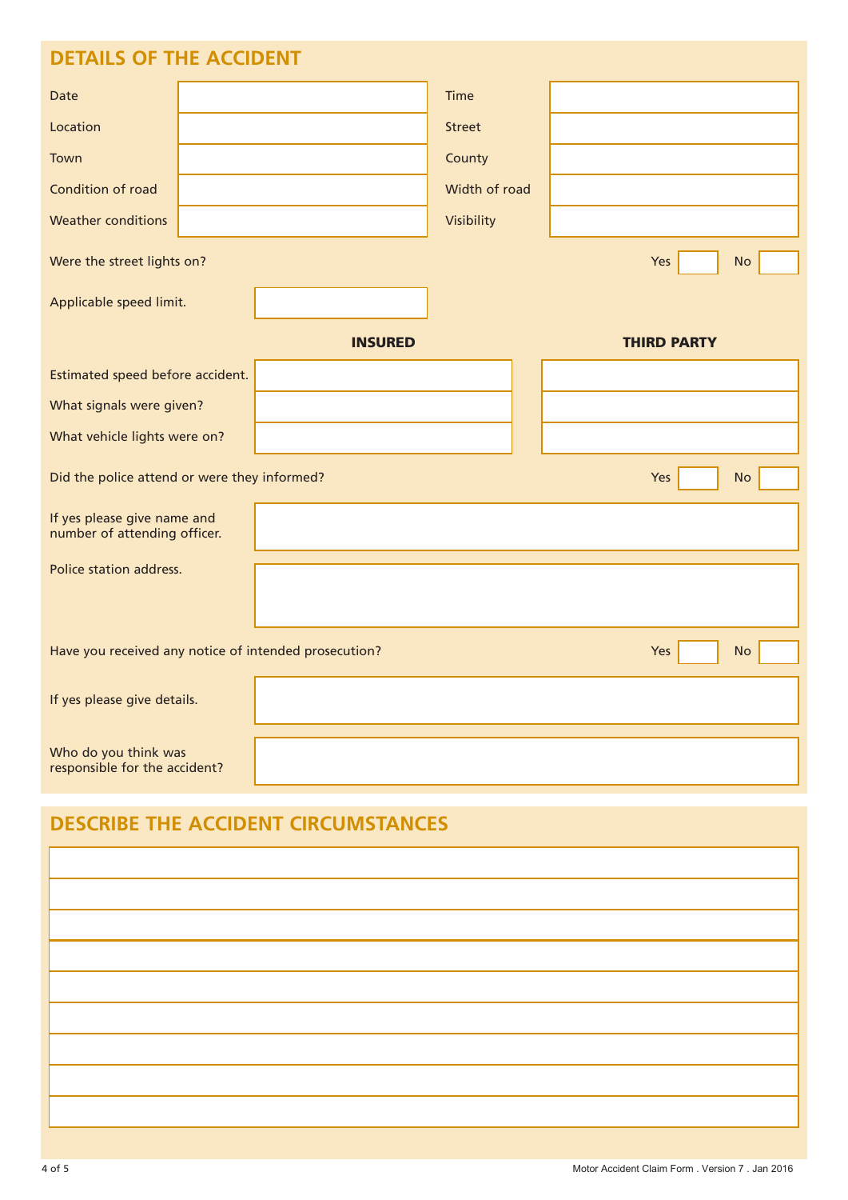## DETAILS OF THE ACCIDENT

| | | | |
|---|---|---|---|
| Date | | Time | |
| Location | | Street | |
| Town | | County | |
| Condition of road | | Width of road | |
| Weather conditions | | Visibility | |

Were the street lights on? Yes ☐ No ☐

Applicable speed limit.

| | INSURED | THIRD PARTY |
|---|---|---|
| Estimated speed before accident. | | |
| What signals were given? | | |
| What vehicle lights were on? | | |

Did the police attend or were they informed? Yes ☐ No ☐

If yes please give name and number of attending officer.

Police station address.

Have you received any notice of intended prosecution? Yes ☐ No ☐

If yes please give details.

Who do you think was responsible for the accident?

## DESCRIBE THE ACCIDENT CIRCUMSTANCES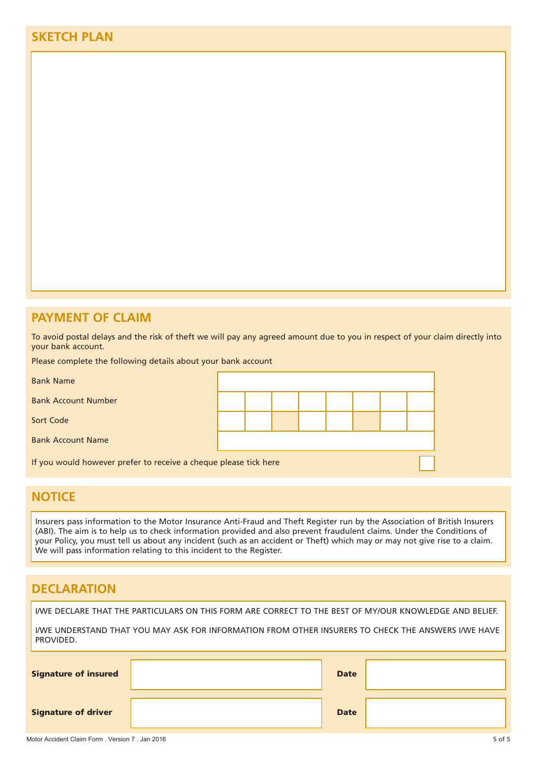## SKETCH PLAN

## PAYMENT OF CLAIM

To avoid postal delays and the risk of theft we will pay any agreed amount due to you in respect of your claim directly into your bank account.

Please complete the following details about your bank account

| | |
|---|---|
| Bank Name | |
| Bank Account Number | |
| Sort Code | |
| Bank Account Name | |

If you would however prefer to receive a cheque please tick here ☐

## NOTICE

Insurers pass information to the Motor Insurance Anti-Fraud and Theft Register run by the Association of British Insurers (ABI). The aim is to help us to check information provided and also prevent fraudulent claims. Under the Conditions of your Policy, you must tell us about any incident (such as an accident or Theft) which may or may not give rise to a claim. We will pass information relating to this incident to the Register.

## DECLARATION

I/WE DECLARE THAT THE PARTICULARS ON THIS FORM ARE CORRECT TO THE BEST OF MY/OUR KNOWLEDGE AND BELIEF.

I/WE UNDERSTAND THAT YOU MAY ASK FOR INFORMATION FROM OTHER INSURERS TO CHECK THE ANSWERS I/WE HAVE PROVIDED.

| | | | |
|---|---|---|---|
| **Signature of insured** | | **Date** | |
| **Signature of driver** | | **Date** | |

Motor Accident Claim Form . Version 7 . Jan 2016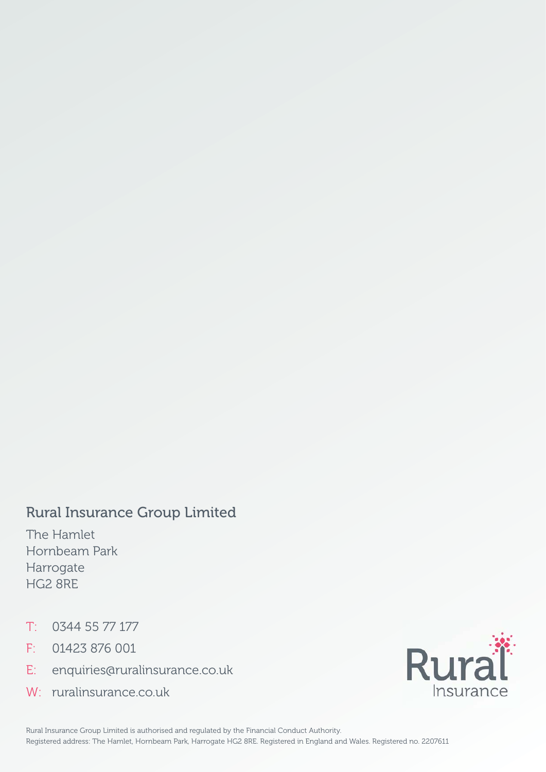## Rural Insurance Group Limited

The Hamlet
Hornbeam Park
Harrogate
HG2 8RE

T: 0344 55 77 177
F: 01423 876 001
E: enquiries@ruralinsurance.co.uk
W: ruralinsurance.co.uk

Rural Insurance

Rural Insurance Group Limited is authorised and regulated by the Financial Conduct Authority.
Registered address: The Hamlet, Hornbeam Park, Harrogate HG2 8RE. Registered in England and Wales. Registered no. 2207611